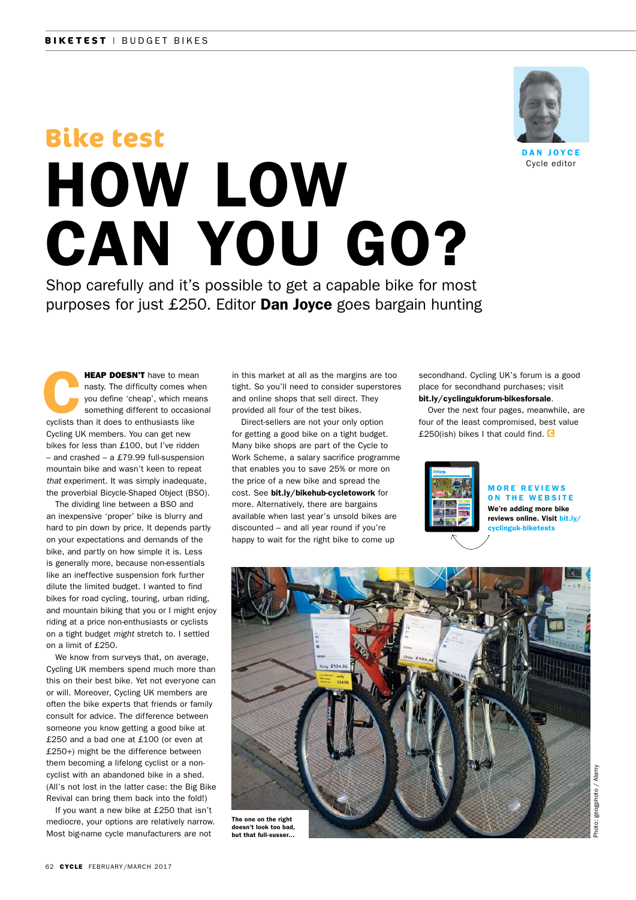Bike test

# HOW LOW CAN YOU GO?

**DAN JOYCE**
Cycle editor

Shop carefully and it's possible to get a capable bike for most purposes for just £250. Editor **Dan Joyce** goes bargain hunting

**CHEAP DOESN'T** have to mean nasty. The difficulty comes when you define 'cheap', which means something different to occasional cyclists than it does to enthusiasts like Cycling UK members. You can get new bikes for less than £100, but I've ridden – and crashed – a £79.99 full-suspension mountain bike and wasn't keen to repeat *that* experiment. It was simply inadequate, the proverbial Bicycle-Shaped Object (BSO).

The dividing line between a BSO and an inexpensive 'proper' bike is blurry and hard to pin down by price. It depends partly on your expectations and demands of the bike, and partly on how simple it is. Less is generally more, because non-essentials like an ineffective suspension fork further dilute the limited budget. I wanted to find bikes for road cycling, touring, urban riding, and mountain biking that you or I might enjoy riding at a price non-enthusiasts or cyclists on a tight budget *might* stretch to. I settled on a limit of £250.

We know from surveys that, on average, Cycling UK members spend much more than this on their best bike. Yet not everyone can or will. Moreover, Cycling UK members are often the bike experts that friends or family consult for advice. The difference between someone you know getting a good bike at £250 and a bad one at £100 (or even at £250+) might be the difference between them becoming a lifelong cyclist or a non-cyclist with an abandoned bike in a shed. (All's not lost in the latter case: the Big Bike Revival can bring them back into the fold!)

If you want a new bike at £250 that isn't mediocre, your options are relatively narrow. Most big-name cycle manufacturers are not in this market at all as the margins are too tight. So you'll need to consider superstores and online shops that sell direct. They provided all four of the test bikes.

Direct-sellers are not your only option for getting a good bike on a tight budget. Many bike shops are part of the Cycle to Work Scheme, a salary sacrifice programme that enables you to save 25% or more on the price of a new bike and spread the cost. See **bit.ly/bikehub-cycletowork** for more. Alternatively, there are bargains available when last year's unsold bikes are discounted – and all year round if you're happy to wait for the right bike to come up secondhand. Cycling UK's forum is a good place for secondhand purchases; visit **bit.ly/cyclingukforum-bikesforsale**.

Over the next four pages, meanwhile, are four of the least compromised, best value £250(ish) bikes I that could find.

**MORE REVIEWS ON THE WEBSITE**
**We're adding more bike reviews online. Visit bit.ly/cyclinguk-biketests**

**The one on the right doesn't look too bad, but that full-susser...**

Photo: geogphoto / Alamy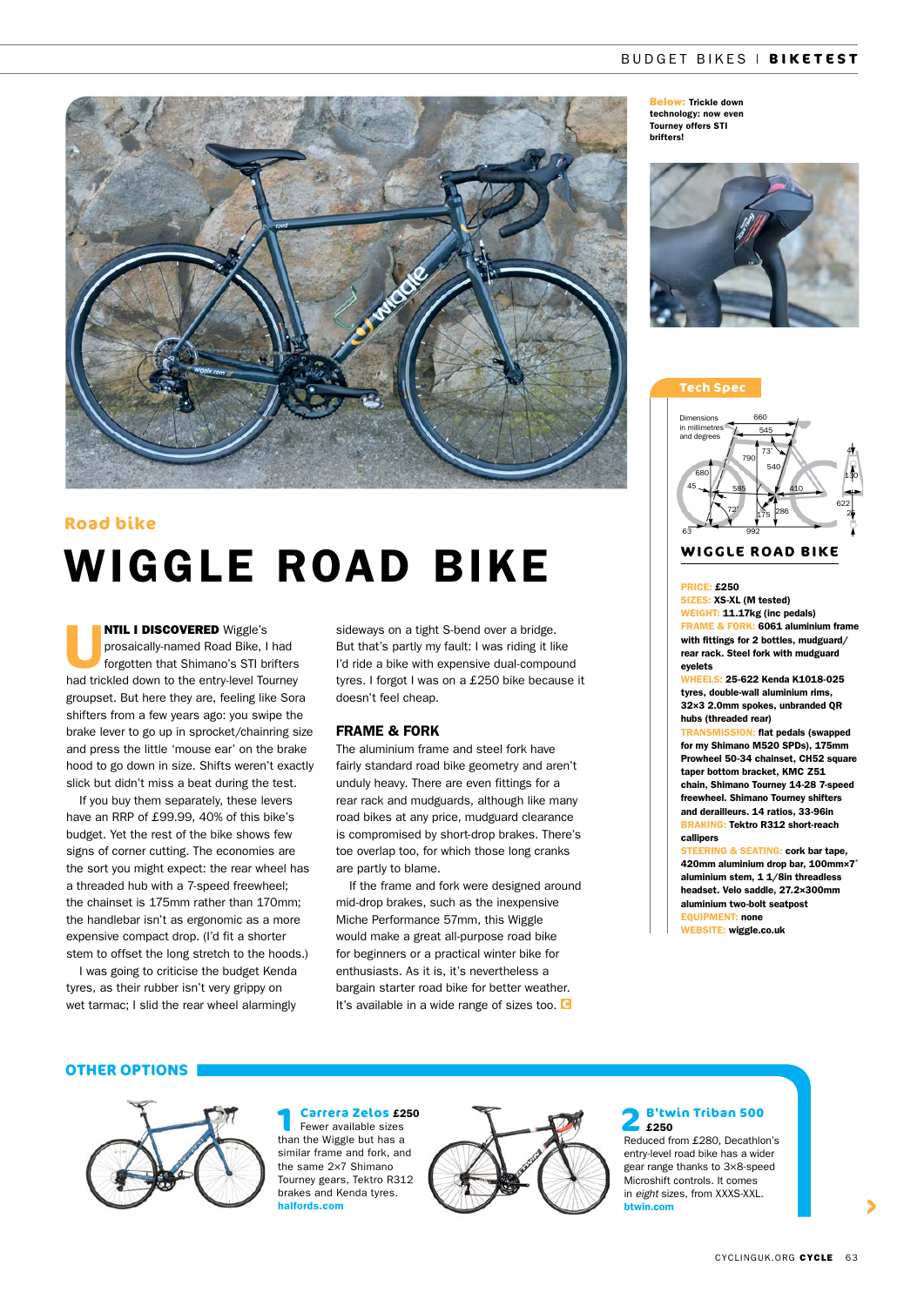Below: Trickle down technology: now even Tourney offers STI brifters!

Road bike

# WIGGLE ROAD BIKE

**UNTIL I DISCOVERED** Wiggle's prosaically-named Road Bike, I had forgotten that Shimano's STI brifters had trickled down to the entry-level Tourney groupset. But here they are, feeling like Sora shifters from a few years ago: you swipe the brake lever to go up in sprocket/chainring size and press the little 'mouse ear' on the brake hood to go down in size. Shifts weren't exactly slick but didn't miss a beat during the test.

If you buy them separately, these levers have an RRP of £99.99, 40% of this bike's budget. Yet the rest of the bike shows few signs of corner cutting. The economies are the sort you might expect: the rear wheel has a threaded hub with a 7-speed freewheel; the chainset is 175mm rather than 170mm; the handlebar isn't as ergonomic as a more expensive compact drop. (I'd fit a shorter stem to offset the long stretch to the hoods.)

I was going to criticise the budget Kenda tyres, as their rubber isn't very grippy on wet tarmac; I slid the rear wheel alarmingly sideways on a tight S-bend over a bridge. But that's partly my fault: I was riding it like I'd ride a bike with expensive dual-compound tyres. I forgot I was on a £250 bike because it doesn't feel cheap.

### FRAME & FORK

The aluminium frame and steel fork have fairly standard road bike geometry and aren't unduly heavy. There are even fittings for a rear rack and mudguards, although like many road bikes at any price, mudguard clearance is compromised by short-drop brakes. There's toe overlap too, for which those long cranks are partly to blame.

If the frame and fork were designed around mid-drop brakes, such as the inexpensive Miche Performance 57mm, this Wiggle would make a great all-purpose road bike for beginners or a practical winter bike for enthusiasts. As it is, it's nevertheless a bargain starter road bike for better weather. It's available in a wide range of sizes too.

## Tech Spec

Dimensions in millimetres and degrees

### WIGGLE ROAD BIKE

**PRICE:** £250
**SIZES:** XS-XL (M tested)
**WEIGHT:** 11.17kg (inc pedals)
**FRAME & FORK:** 6061 aluminium frame with fittings for 2 bottles, mudguard/ rear rack. Steel fork with mudguard eyelets
**WHEELS:** 25-622 Kenda K1018-025 tyres, double-wall aluminium rims, 32×3 2.0mm spokes, unbranded QR hubs (threaded rear)
**TRANSMISSION:** flat pedals (swapped for my Shimano M520 SPDs), 175mm Prowheel 50-34 chainset, CH52 square taper bottom bracket, KMC Z51 chain, Shimano Tourney 14-28 7-speed freewheel. Shimano Tourney shifters and derailleurs. 14 ratios, 33-96in
**BRAKING:** Tektro R312 short-reach callipers
**STEERING & SEATING:** cork bar tape, 420mm aluminium drop bar, 100mm×7° aluminium stem, 1 1/8in threadless headset. Velo saddle, 27.2×300mm aluminium two-bolt seatpost
**EQUIPMENT:** none
**WEBSITE:** wiggle.co.uk

## OTHER OPTIONS

**1 Carrera Zelos £250**
Fewer available sizes than the Wiggle but has a similar frame and fork, and the same 2×7 Shimano Tourney gears, Tektro R312 brakes and Kenda tyres.
halfords.com

**2 B'twin Triban 500 £250**
Reduced from £280, Decathlon's entry-level road bike has a wider gear range thanks to 3×8-speed Microshift controls. It comes in *eight* sizes, from XXXS-XXL.
btwin.com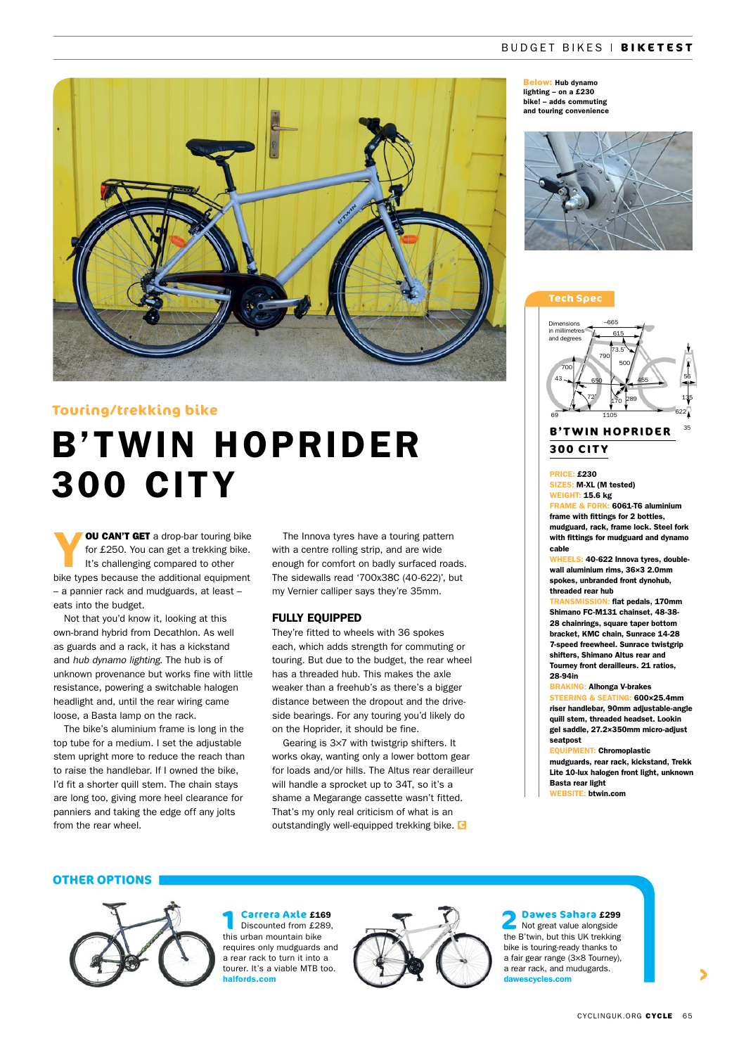## Touring/trekking bike

# B'TWIN HOPRIDER 300 CITY

**YOU CAN'T GET** a drop-bar touring bike for £250. You can get a trekking bike. It's challenging compared to other bike types because the additional equipment – a pannier rack and mudguards, at least – eats into the budget.

Not that you'd know it, looking at this own-brand hybrid from Decathlon. As well as guards and a rack, it has a kickstand and *hub dynamo lighting*. The hub is of unknown provenance but works fine with little resistance, powering a switchable halogen headlight and, until the rear wiring came loose, a Basta lamp on the rack.

The bike's aluminium frame is long in the top tube for a medium. I set the adjustable stem upright more to reduce the reach than to raise the handlebar. If I owned the bike, I'd fit a shorter quill stem. The chain stays are long too, giving more heel clearance for panniers and taking the edge off any jolts from the rear wheel.

The Innova tyres have a touring pattern with a centre rolling strip, and are wide enough for comfort on badly surfaced roads. The sidewalls read '700x38C (40-622)', but my Vernier calliper says they're 35mm.

### FULLY EQUIPPED

They're fitted to wheels with 36 spokes each, which adds strength for commuting or touring. But due to the budget, the rear wheel has a threaded hub. This makes the axle weaker than a freehub's as there's a bigger distance between the dropout and the drive-side bearings. For any touring you'd likely do on the Hoprider, it should be fine.

Gearing is 3×7 with twistgrip shifters. It works okay, wanting only a lower bottom gear for loads and/or hills. The Altus rear derailleur will handle a sprocket up to 34T, so it's a shame a Megarange cassette wasn't fitted. That's my only real criticism of what is an outstandingly well-equipped trekking bike.

**Below:** Hub dynamo lighting – on a £230 bike! – adds commuting and touring convenience

### Tech Spec

Dimensions in millimetres and degrees: ~665, 615, 73.5°, 790, 500, 700, 43, 650, 455, 56, 72°, 170, 289, 135, 69, 1105, 622, 35

**B'TWIN HOPRIDER 300 CITY**

**PRICE:** £230
**SIZES:** M-XL (M tested)
**WEIGHT:** 15.6 kg
**FRAME & FORK:** 6061-T6 aluminium frame with fittings for 2 bottles, mudguard, rack, frame lock. Steel fork with fittings for mudguard and dynamo cable
**WHEELS:** 40-622 Innova tyres, double-wall aluminium rims, 36×3 2.0mm spokes, unbranded front dynohub, threaded rear hub
**TRANSMISSION:** flat pedals, 170mm Shimano FC-M131 chainset, 48-38-28 chainrings, square taper bottom bracket, KMC chain, Sunrace 14-28 7-speed freewheel. Sunrace twistgrip shifters, Shimano Altus rear and Tourney front derailleurs. 21 ratios, 28-94in
**BRAKING:** Alhonga V-brakes
**STEERING & SEATING:** 600×25.4mm riser handlebar, 90mm adjustable-angle quill stem, threaded headset. Lookin gel saddle, 27.2×350mm micro-adjust seatpost
**EQUIPMENT:** Chromoplastic mudguards, rear rack, kickstand, Trekk Lite 10-lux halogen front light, unknown Basta rear light
**WEBSITE:** btwin.com

## OTHER OPTIONS

**1 Carrera Axle £169**
Discounted from £289, this urban mountain bike requires only mudguards and a rear rack to turn it into a tourer. It's a viable MTB too.
**halfords.com**

**2 Dawes Sahara £299**
Not great value alongside the B'twin, but this UK trekking bike is touring-ready thanks to a fair gear range (3×8 Tourney), a rear rack, and mudguards.
**dawescycles.com**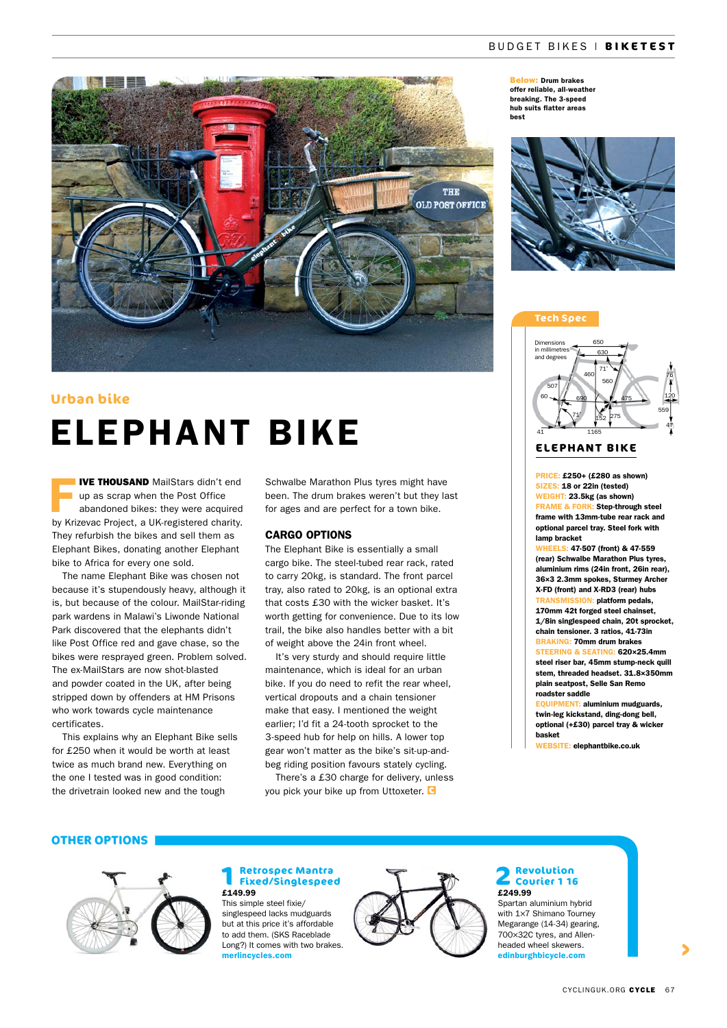Below: Drum brakes offer reliable, all-weather breaking. The 3-speed hub suits flatter areas best

## Urban bike

# ELEPHANT BIKE

**FIVE THOUSAND** MailStars didn't end up as scrap when the Post Office abandoned bikes: they were acquired by Krizevac Project, a UK-registered charity. They refurbish the bikes and sell them as Elephant Bikes, donating another Elephant bike to Africa for every one sold.

The name Elephant Bike was chosen not because it's stupendously heavy, although it is, but because of the colour. MailStar-riding park wardens in Malawi's Liwonde National Park discovered that the elephants didn't like Post Office red and gave chase, so the bikes were resprayed green. Problem solved. The ex-MailStars are now shot-blasted and powder coated in the UK, after being stripped down by offenders at HM Prisons who work towards cycle maintenance certificates.

This explains why an Elephant Bike sells for £250 when it would be worth at least twice as much brand new. Everything on the one I tested was in good condition: the drivetrain looked new and the tough Schwalbe Marathon Plus tyres might have been. The drum brakes weren't but they last for ages and are perfect for a town bike.

### CARGO OPTIONS

The Elephant Bike is essentially a small cargo bike. The steel-tubed rear rack, rated to carry 20kg, is standard. The front parcel tray, also rated to 20kg, is an optional extra that costs £30 with the wicker basket. It's worth getting for convenience. Due to its low trail, the bike also handles better with a bit of weight above the 24in front wheel.

It's very sturdy and should require little maintenance, which is ideal for an urban bike. If you do need to refit the rear wheel, vertical dropouts and a chain tensioner make that easy. I mentioned the weight earlier; I'd fit a 24-tooth sprocket to the 3-speed hub for help on hills. A lower top gear won't matter as the bike's sit-up-and-beg riding position favours stately cycling.

There's a £30 charge for delivery, unless you pick your bike up from Uttoxeter.

## Tech Spec

Dimensions in millimetres and degrees

## ELEPHANT BIKE

**PRICE:** £250+ (£280 as shown)
**SIZES:** 18 or 22in (tested)
**WEIGHT:** 23.5kg (as shown)
**FRAME & FORK:** Step-through steel frame with 13mm-tube rear rack and optional parcel tray. Steel fork with lamp bracket
**WHEELS:** 47-507 (front) & 47-559 (rear) Schwalbe Marathon Plus tyres, aluminium rims (24in front, 26in rear), 36×3 2.3mm spokes, Sturmey Archer X-FD (front) and X-RD3 (rear) hubs
**TRANSMISSION:** platform pedals, 170mm 42t forged steel chainset, 1/8in singlespeed chain, 20t sprocket, chain tensioner. 3 ratios, 41-73in
**BRAKING:** 70mm drum brakes
**STEERING & SEATING:** 620×25.4mm steel riser bar, 45mm stump-neck quill stem, threaded headset. 31.8×350mm plain seatpost, Selle San Remo roadster saddle
**EQUIPMENT:** aluminium mudguards, twin-leg kickstand, ding-dong bell, optional (+£30) parcel tray & wicker basket
**WEBSITE:** elephantbike.co.uk

## OTHER OPTIONS

### 1 Retrospec Mantra Fixed/Singlespeed

£149.99

This simple steel fixie/singlespeed lacks mudguards but at this price it's affordable to add them. (SKS Raceblade Long?) It comes with two brakes.
merlincycles.com

### 2 Revolution Courier 1 16

£249.99

Spartan aluminium hybrid with 1×7 Shimano Tourney Megarange (14-34) gearing, 700×32C tyres, and Allen-headed wheel skewers.
edinburghbicycle.com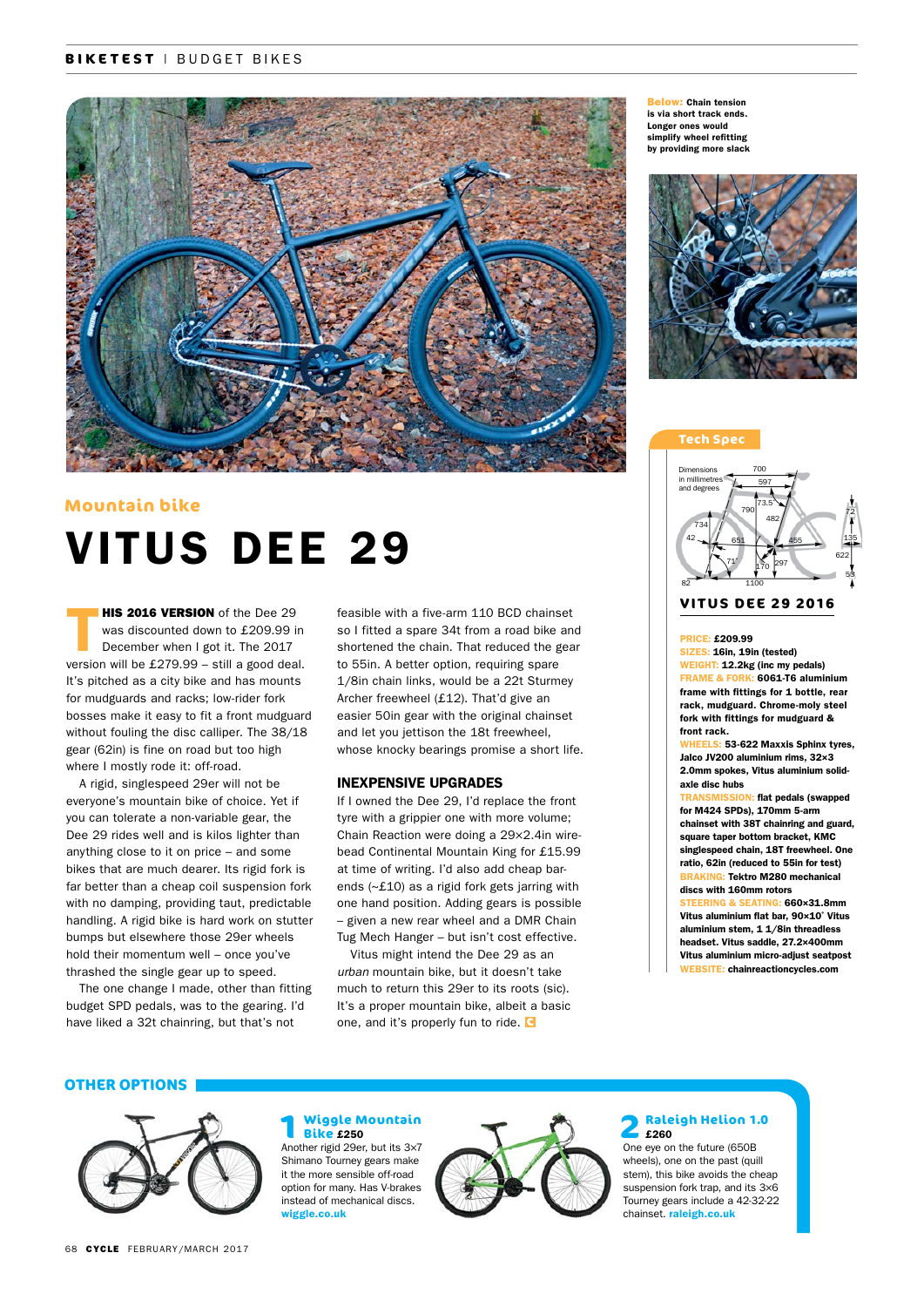Below: Chain tension is via short track ends. Longer ones would simplify wheel refitting by providing more slack

## Mountain bike

# VITUS DEE 29

**THIS 2016 VERSION** of the Dee 29 was discounted down to £209.99 in December when I got it. The 2017 version will be £279.99 – still a good deal. It's pitched as a city bike and has mounts for mudguards and racks; low-rider fork bosses make it easy to fit a front mudguard without fouling the disc calliper. The 38/18 gear (62in) is fine on road but too high where I mostly rode it: off-road.

A rigid, singlespeed 29er will not be everyone's mountain bike of choice. Yet if you can tolerate a non-variable gear, the Dee 29 rides well and is kilos lighter than anything close to it on price – and some bikes that are much dearer. Its rigid fork is far better than a cheap coil suspension fork with no damping, providing taut, predictable handling. A rigid bike is hard work on stutter bumps but elsewhere those 29er wheels hold their momentum well – once you've thrashed the single gear up to speed.

The one change I made, other than fitting budget SPD pedals, was to the gearing. I'd have liked a 32t chainring, but that's not feasible with a five-arm 110 BCD chainset so I fitted a spare 34t from a road bike and shortened the chain. That reduced the gear to 55in. A better option, requiring spare 1/8in chain links, would be a 22t Sturmey Archer freewheel (£12). That'd give an easier 50in gear with the original chainset and let you jettison the 18t freewheel, whose knocky bearings promise a short life.

### INEXPENSIVE UPGRADES

If I owned the Dee 29, I'd replace the front tyre with a grippier one with more volume; Chain Reaction were doing a 29×2.4in wire-bead Continental Mountain King for £15.99 at time of writing. I'd also add cheap bar-ends (~£10) as a rigid fork gets jarring with one hand position. Adding gears is possible – given a new rear wheel and a DMR Chain Tug Mech Hanger – but isn't cost effective.

Vitus might intend the Dee 29 as an *urban* mountain bike, but it doesn't take much to return this 29er to its roots (sic). It's a proper mountain bike, albeit a basic one, and it's properly fun to ride.

### Tech Spec

Dimensions in millimetres and degrees

700
597
73.5
790
482
734
42
651
455
71
170
297
82
1100
72
135
622
53

**VITUS DEE 29 2016**

PRICE: **£209.99**
SIZES: **16in, 19in (tested)**
WEIGHT: **12.2kg (inc my pedals)**
FRAME & FORK: **6061-T6 aluminium frame with fittings for 1 bottle, rear rack, mudguard. Chrome-moly steel fork with fittings for mudguard & front rack.**
WHEELS: **53-622 Maxxis Sphinx tyres, Jalco JV200 aluminium rims, 32×3 2.0mm spokes, Vitus aluminium solid-axle disc hubs**
TRANSMISSION: **flat pedals (swapped for M424 SPDs), 170mm 5-arm chainset with 38T chainring and guard, square taper bottom bracket, KMC singlespeed chain, 18T freewheel. One ratio, 62in (reduced to 55in for test)**
BRAKING: **Tektro M280 mechanical discs with 160mm rotors**
STEERING & SEATING: **660×31.8mm Vitus aluminium flat bar, 90×10° Vitus aluminium stem, 1 1/8in threadless headset. Vitus saddle, 27.2×400mm Vitus aluminium micro-adjust seatpost**
WEBSITE: **chainreactioncycles.com**

## OTHER OPTIONS

### 1 Wiggle Mountain Bike £250

Another rigid 29er, but its 3×7 Shimano Tourney gears make it the more sensible off-road option for many. Has V-brakes instead of mechanical discs. **wiggle.co.uk**

### 2 Raleigh Helion 1.0 £260

One eye on the future (650B wheels), one on the past (quill stem), this bike avoids the cheap suspension fork trap, and its 3×6 Tourney gears include a 42-32-22 chainset. **raleigh.co.uk**